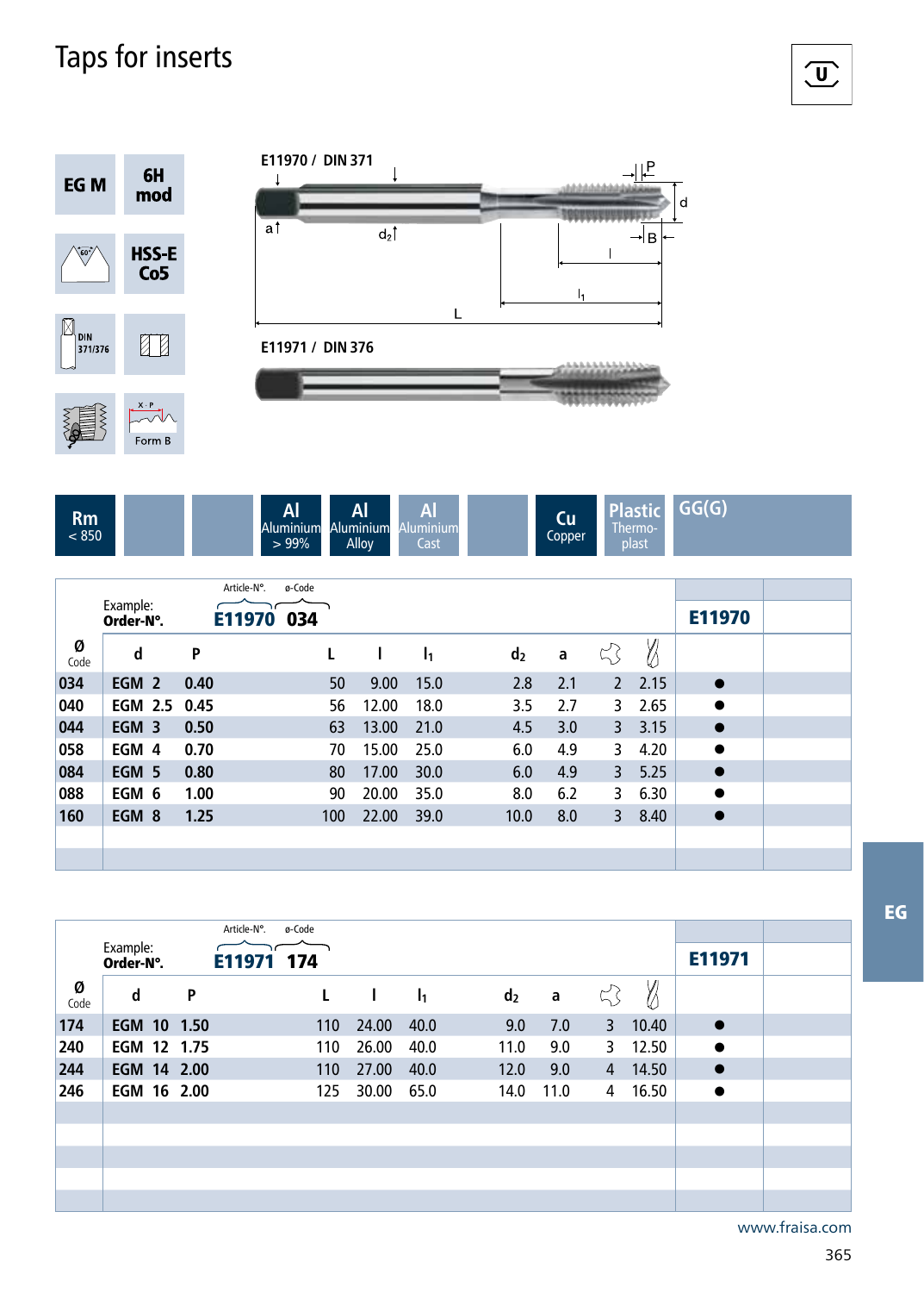# Taps for inserts

EG M | 6H mod

HSS-E Co5

DIN 371/376

Form B

E11970 / DIN 371

E11971 / DIN 376

| Rm < 850 | | | Al Aluminium > 99% | Al Aluminium Alloy | Al Aluminium Cast | | Cu Copper | Plastic Thermo-plast | GG(G) |
|---|---|---|---|---|---|---|---|---|---|

Example: Order-N°. E11970 034 (Article-N°. / ø-Code)

| Ø Code | d | P | L | l | $l_1$ | $d_2$ | a | | | E11970 |
|---|---|---|---|---|---|---|---|---|---|---|
| 034 | EGM 2 | 0.40 | 50 | 9.00 | 15.0 | 2.8 | 2.1 | 2 | 2.15 | ● |
| 040 | EGM 2.5 | 0.45 | 56 | 12.00 | 18.0 | 3.5 | 2.7 | 3 | 2.65 | ● |
| 044 | EGM 3 | 0.50 | 63 | 13.00 | 21.0 | 4.5 | 3.0 | 3 | 3.15 | ● |
| 058 | EGM 4 | 0.70 | 70 | 15.00 | 25.0 | 6.0 | 4.9 | 3 | 4.20 | ● |
| 084 | EGM 5 | 0.80 | 80 | 17.00 | 30.0 | 6.0 | 4.9 | 3 | 5.25 | ● |
| 088 | EGM 6 | 1.00 | 90 | 20.00 | 35.0 | 8.0 | 6.2 | 3 | 6.30 | ● |
| 160 | EGM 8 | 1.25 | 100 | 22.00 | 39.0 | 10.0 | 8.0 | 3 | 8.40 | ● |

Example: Order-N°. E11971 174 (Article-N°. / ø-Code)

| Ø Code | d | P | L | l | $l_1$ | $d_2$ | a | | | E11971 |
|---|---|---|---|---|---|---|---|---|---|---|
| 174 | EGM 10 | 1.50 | 110 | 24.00 | 40.0 | 9.0 | 7.0 | 3 | 10.40 | ● |
| 240 | EGM 12 | 1.75 | 110 | 26.00 | 40.0 | 11.0 | 9.0 | 3 | 12.50 | ● |
| 244 | EGM 14 | 2.00 | 110 | 27.00 | 40.0 | 12.0 | 9.0 | 4 | 14.50 | ● |
| 246 | EGM 16 | 2.00 | 125 | 30.00 | 65.0 | 14.0 | 11.0 | 4 | 16.50 | ● |

EG

www.fraisa.com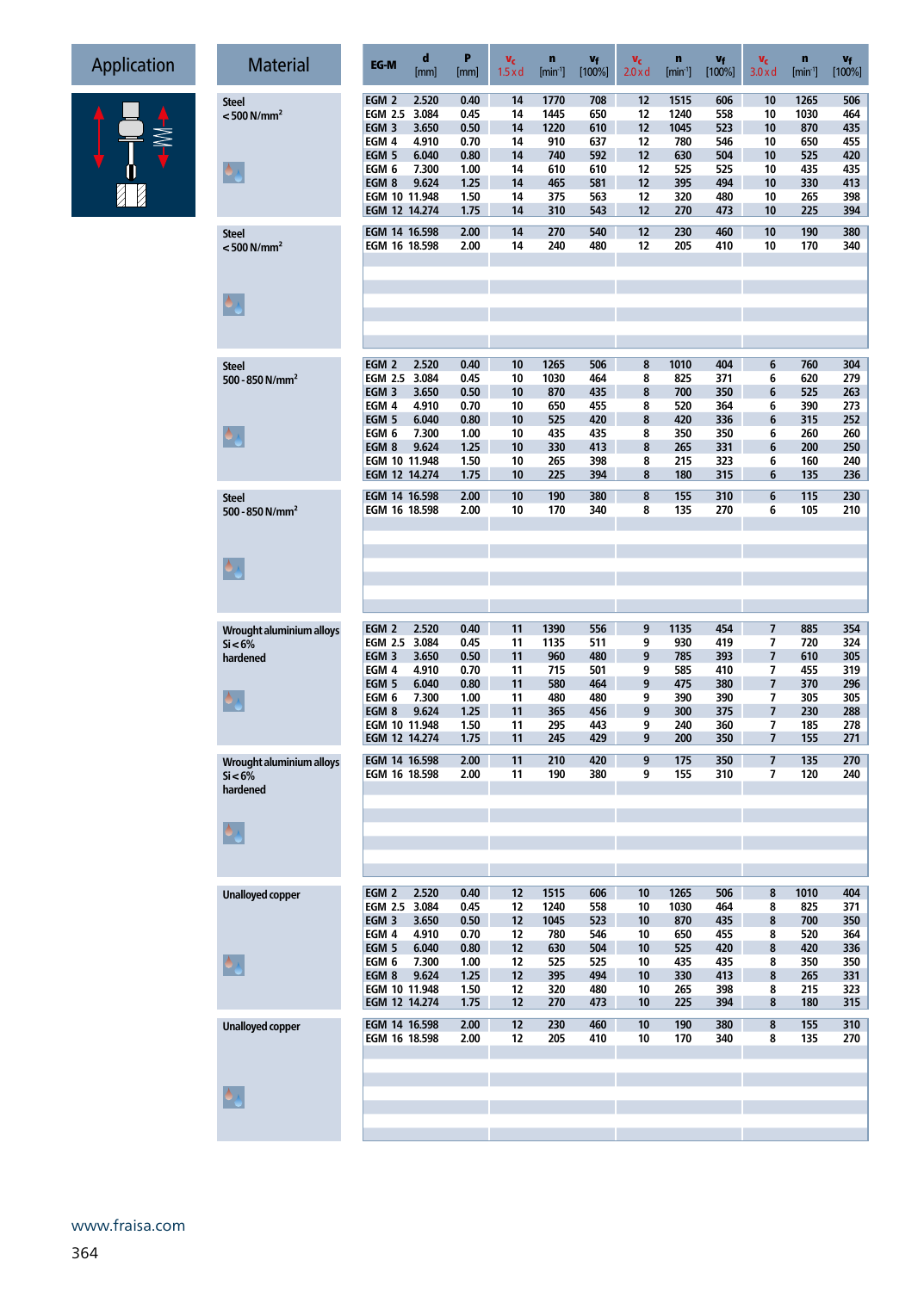| Application | Material | EG-M | d [mm] | P [mm] | $v_c$ 1.5 x d | n [min⁻¹] | $v_f$ [100%] | $v_c$ 2.0 x d | n [min⁻¹] | $v_f$ [100%] | $v_c$ 3.0 x d | n [min⁻¹] | $v_f$ [100%] |
|---|---|---|---|---|---|---|---|---|---|---|---|---|---|
| | Steel < 500 N/mm² | EGM 2 | 2.520 | 0.40 | 14 | 1770 | 708 | 12 | 1515 | 606 | 10 | 1265 | 506 |
| | | EGM 2.5 | 3.084 | 0.45 | 14 | 1445 | 650 | 12 | 1240 | 558 | 10 | 1030 | 464 |
| | | EGM 3 | 3.650 | 0.50 | 14 | 1220 | 610 | 12 | 1045 | 523 | 10 | 870 | 435 |
| | | EGM 4 | 4.910 | 0.70 | 14 | 910 | 637 | 12 | 780 | 546 | 10 | 650 | 455 |
| | | EGM 5 | 6.040 | 0.80 | 14 | 740 | 592 | 12 | 630 | 504 | 10 | 525 | 420 |
| | | EGM 6 | 7.300 | 1.00 | 14 | 610 | 610 | 12 | 525 | 525 | 10 | 435 | 435 |
| | | EGM 8 | 9.624 | 1.25 | 14 | 465 | 581 | 12 | 395 | 494 | 10 | 330 | 413 |
| | | EGM 10 | 11.948 | 1.50 | 14 | 375 | 563 | 12 | 320 | 480 | 10 | 265 | 398 |
| | | EGM 12 | 14.274 | 1.75 | 14 | 310 | 543 | 12 | 270 | 473 | 10 | 225 | 394 |
| | Steel < 500 N/mm² | EGM 14 | 16.598 | 2.00 | 14 | 270 | 540 | 12 | 230 | 460 | 10 | 190 | 380 |
| | | EGM 16 | 18.598 | 2.00 | 14 | 240 | 480 | 12 | 205 | 410 | 10 | 170 | 340 |
| | Steel 500 - 850 N/mm² | EGM 2 | 2.520 | 0.40 | 10 | 1265 | 506 | 8 | 1010 | 404 | 6 | 760 | 304 |
| | | EGM 2.5 | 3.084 | 0.45 | 10 | 1030 | 464 | 8 | 825 | 371 | 6 | 620 | 279 |
| | | EGM 3 | 3.650 | 0.50 | 10 | 870 | 435 | 8 | 700 | 350 | 6 | 525 | 263 |
| | | EGM 4 | 4.910 | 0.70 | 10 | 650 | 455 | 8 | 520 | 364 | 6 | 390 | 273 |
| | | EGM 5 | 6.040 | 0.80 | 10 | 525 | 420 | 8 | 420 | 336 | 6 | 315 | 252 |
| | | EGM 6 | 7.300 | 1.00 | 10 | 435 | 435 | 8 | 350 | 350 | 6 | 260 | 260 |
| | | EGM 8 | 9.624 | 1.25 | 10 | 330 | 413 | 8 | 265 | 331 | 6 | 200 | 250 |
| | | EGM 10 | 11.948 | 1.50 | 10 | 265 | 398 | 8 | 215 | 323 | 6 | 160 | 240 |
| | | EGM 12 | 14.274 | 1.75 | 10 | 225 | 394 | 8 | 180 | 315 | 6 | 135 | 236 |
| | Steel 500 - 850 N/mm² | EGM 14 | 16.598 | 2.00 | 10 | 190 | 380 | 8 | 155 | 310 | 6 | 115 | 230 |
| | | EGM 16 | 18.598 | 2.00 | 10 | 170 | 340 | 8 | 135 | 270 | 6 | 105 | 210 |
| | Wrought aluminium alloys Si < 6% hardened | EGM 2 | 2.520 | 0.40 | 11 | 1390 | 556 | 9 | 1135 | 454 | 7 | 885 | 354 |
| | | EGM 2.5 | 3.084 | 0.45 | 11 | 1135 | 511 | 9 | 930 | 419 | 7 | 720 | 324 |
| | | EGM 3 | 3.650 | 0.50 | 11 | 960 | 480 | 9 | 785 | 393 | 7 | 610 | 305 |
| | | EGM 4 | 4.910 | 0.70 | 11 | 715 | 501 | 9 | 585 | 410 | 7 | 455 | 319 |
| | | EGM 5 | 6.040 | 0.80 | 11 | 580 | 464 | 9 | 475 | 380 | 7 | 370 | 296 |
| | | EGM 6 | 7.300 | 1.00 | 11 | 480 | 480 | 9 | 390 | 390 | 7 | 305 | 305 |
| | | EGM 8 | 9.624 | 1.25 | 11 | 365 | 456 | 9 | 300 | 375 | 7 | 230 | 288 |
| | | EGM 10 | 11.948 | 1.50 | 11 | 295 | 443 | 9 | 240 | 360 | 7 | 185 | 278 |
| | | EGM 12 | 14.274 | 1.75 | 11 | 245 | 429 | 9 | 200 | 350 | 7 | 155 | 271 |
| | Wrought aluminium alloys Si < 6% hardened | EGM 14 | 16.598 | 2.00 | 11 | 210 | 420 | 9 | 175 | 350 | 7 | 135 | 270 |
| | | EGM 16 | 18.598 | 2.00 | 11 | 190 | 380 | 9 | 155 | 310 | 7 | 120 | 240 |
| | Unalloyed copper | EGM 2 | 2.520 | 0.40 | 12 | 1515 | 606 | 10 | 1265 | 506 | 8 | 1010 | 404 |
| | | EGM 2.5 | 3.084 | 0.45 | 12 | 1240 | 558 | 10 | 1030 | 464 | 8 | 825 | 371 |
| | | EGM 3 | 3.650 | 0.50 | 12 | 1045 | 523 | 10 | 870 | 435 | 8 | 700 | 350 |
| | | EGM 4 | 4.910 | 0.70 | 12 | 780 | 546 | 10 | 650 | 455 | 8 | 520 | 364 |
| | | EGM 5 | 6.040 | 0.80 | 12 | 630 | 504 | 10 | 525 | 420 | 8 | 420 | 336 |
| | | EGM 6 | 7.300 | 1.00 | 12 | 525 | 525 | 10 | 435 | 435 | 8 | 350 | 350 |
| | | EGM 8 | 9.624 | 1.25 | 12 | 395 | 494 | 10 | 330 | 413 | 8 | 265 | 331 |
| | | EGM 10 | 11.948 | 1.50 | 12 | 320 | 480 | 10 | 265 | 398 | 8 | 215 | 323 |
| | | EGM 12 | 14.274 | 1.75 | 12 | 270 | 473 | 10 | 225 | 394 | 8 | 180 | 315 |
| | Unalloyed copper | EGM 14 | 16.598 | 2.00 | 12 | 230 | 460 | 10 | 190 | 380 | 8 | 155 | 310 |
| | | EGM 16 | 18.598 | 2.00 | 12 | 205 | 410 | 10 | 170 | 340 | 8 | 135 | 270 |

www.fraisa.com